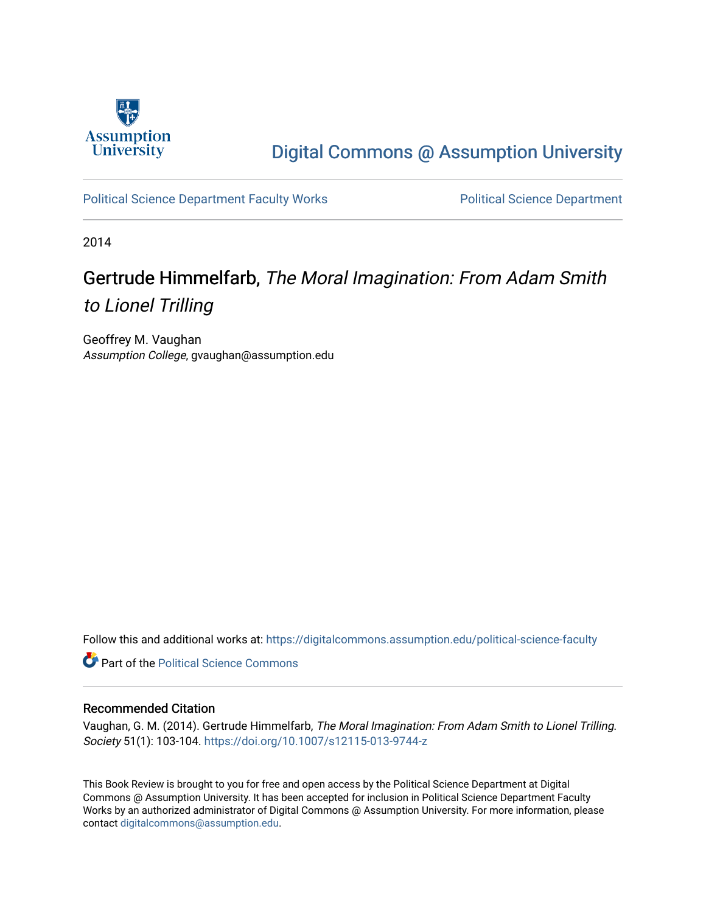Assumption University

# Digital Commons @ Assumption University

Political Science Department Faculty Works

Political Science Department

2014

## Gertrude Himmelfarb, *The Moral Imagination: From Adam Smith to Lionel Trilling*

Geoffrey M. Vaughan
*Assumption College*, gvaughan@assumption.edu

Follow this and additional works at: https://digitalcommons.assumption.edu/political-science-faculty

Part of the Political Science Commons

### Recommended Citation

Vaughan, G. M. (2014). Gertrude Himmelfarb, *The Moral Imagination: From Adam Smith to Lionel Trilling*. *Society* 51(1): 103-104. https://doi.org/10.1007/s12115-013-9744-z

This Book Review is brought to you for free and open access by the Political Science Department at Digital Commons @ Assumption University. It has been accepted for inclusion in Political Science Department Faculty Works by an authorized administrator of Digital Commons @ Assumption University. For more information, please contact digitalcommons@assumption.edu.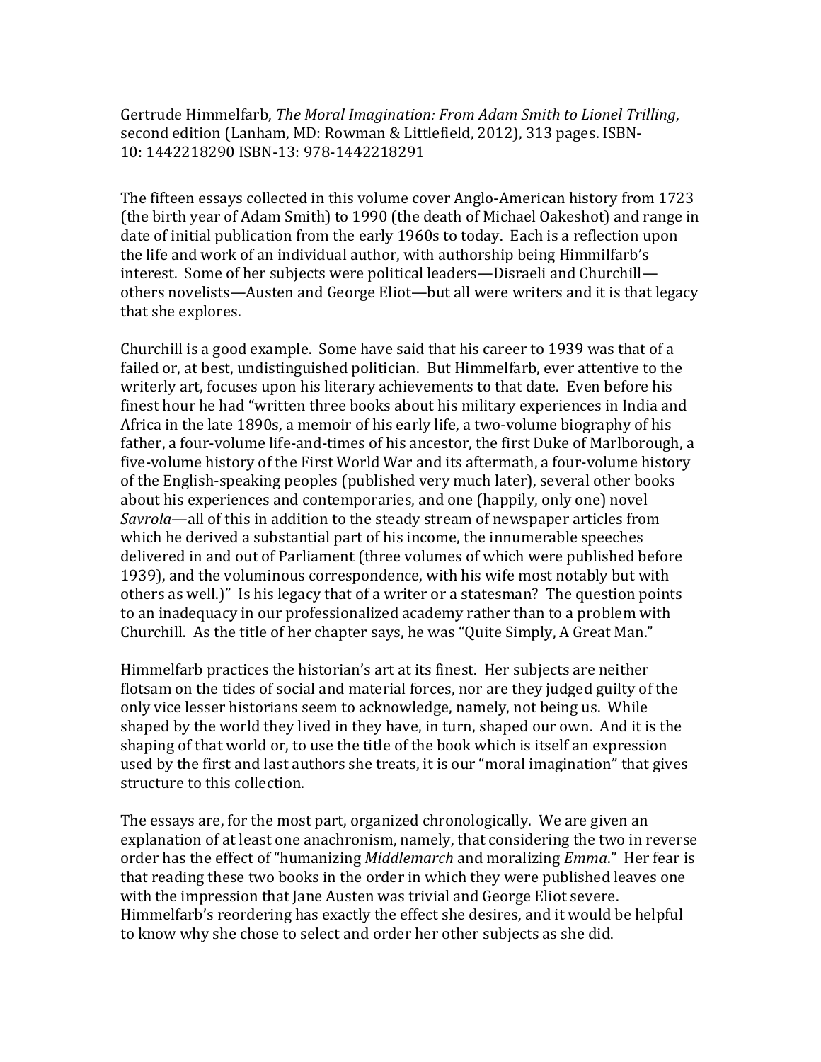Gertrude Himmelfarb, *The Moral Imagination: From Adam Smith to Lionel Trilling*, second edition (Lanham, MD: Rowman & Littlefield, 2012), 313 pages. ISBN-10: 1442218290 ISBN-13: 978-1442218291

The fifteen essays collected in this volume cover Anglo-American history from 1723 (the birth year of Adam Smith) to 1990 (the death of Michael Oakeshot) and range in date of initial publication from the early 1960s to today. Each is a reflection upon the life and work of an individual author, with authorship being Himmilfarb's interest. Some of her subjects were political leaders—Disraeli and Churchill—others novelists—Austen and George Eliot—but all were writers and it is that legacy that she explores.

Churchill is a good example. Some have said that his career to 1939 was that of a failed or, at best, undistinguished politician. But Himmelfarb, ever attentive to the writerly art, focuses upon his literary achievements to that date. Even before his finest hour he had "written three books about his military experiences in India and Africa in the late 1890s, a memoir of his early life, a two-volume biography of his father, a four-volume life-and-times of his ancestor, the first Duke of Marlborough, a five-volume history of the First World War and its aftermath, a four-volume history of the English-speaking peoples (published very much later), several other books about his experiences and contemporaries, and one (happily, only one) novel *Savrola*—all of this in addition to the steady stream of newspaper articles from which he derived a substantial part of his income, the innumerable speeches delivered in and out of Parliament (three volumes of which were published before 1939), and the voluminous correspondence, with his wife most notably but with others as well.)" Is his legacy that of a writer or a statesman? The question points to an inadequacy in our professionalized academy rather than to a problem with Churchill. As the title of her chapter says, he was "Quite Simply, A Great Man."

Himmelfarb practices the historian's art at its finest. Her subjects are neither flotsam on the tides of social and material forces, nor are they judged guilty of the only vice lesser historians seem to acknowledge, namely, not being us. While shaped by the world they lived in they have, in turn, shaped our own. And it is the shaping of that world or, to use the title of the book which is itself an expression used by the first and last authors she treats, it is our "moral imagination" that gives structure to this collection.

The essays are, for the most part, organized chronologically. We are given an explanation of at least one anachronism, namely, that considering the two in reverse order has the effect of "humanizing *Middlemarch* and moralizing *Emma*." Her fear is that reading these two books in the order in which they were published leaves one with the impression that Jane Austen was trivial and George Eliot severe. Himmelfarb's reordering has exactly the effect she desires, and it would be helpful to know why she chose to select and order her other subjects as she did.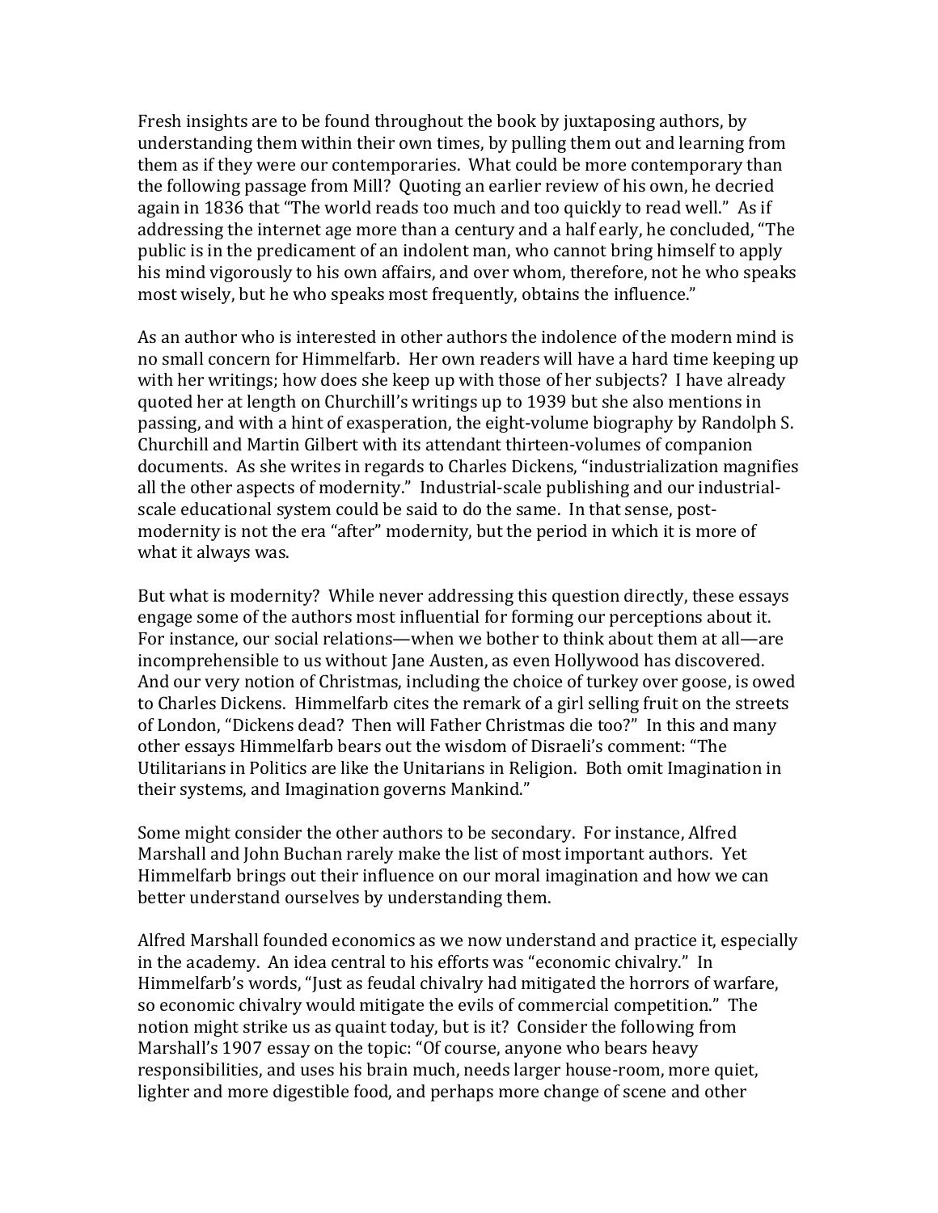Fresh insights are to be found throughout the book by juxtaposing authors, by understanding them within their own times, by pulling them out and learning from them as if they were our contemporaries. What could be more contemporary than the following passage from Mill? Quoting an earlier review of his own, he decried again in 1836 that "The world reads too much and too quickly to read well." As if addressing the internet age more than a century and a half early, he concluded, "The public is in the predicament of an indolent man, who cannot bring himself to apply his mind vigorously to his own affairs, and over whom, therefore, not he who speaks most wisely, but he who speaks most frequently, obtains the influence."

As an author who is interested in other authors the indolence of the modern mind is no small concern for Himmelfarb. Her own readers will have a hard time keeping up with her writings; how does she keep up with those of her subjects? I have already quoted her at length on Churchill's writings up to 1939 but she also mentions in passing, and with a hint of exasperation, the eight-volume biography by Randolph S. Churchill and Martin Gilbert with its attendant thirteen-volumes of companion documents. As she writes in regards to Charles Dickens, "industrialization magnifies all the other aspects of modernity." Industrial-scale publishing and our industrial-scale educational system could be said to do the same. In that sense, post-modernity is not the era "after" modernity, but the period in which it is more of what it always was.

But what is modernity? While never addressing this question directly, these essays engage some of the authors most influential for forming our perceptions about it. For instance, our social relations—when we bother to think about them at all—are incomprehensible to us without Jane Austen, as even Hollywood has discovered. And our very notion of Christmas, including the choice of turkey over goose, is owed to Charles Dickens. Himmelfarb cites the remark of a girl selling fruit on the streets of London, "Dickens dead? Then will Father Christmas die too?" In this and many other essays Himmelfarb bears out the wisdom of Disraeli's comment: "The Utilitarians in Politics are like the Unitarians in Religion. Both omit Imagination in their systems, and Imagination governs Mankind."

Some might consider the other authors to be secondary. For instance, Alfred Marshall and John Buchan rarely make the list of most important authors. Yet Himmelfarb brings out their influence on our moral imagination and how we can better understand ourselves by understanding them.

Alfred Marshall founded economics as we now understand and practice it, especially in the academy. An idea central to his efforts was "economic chivalry." In Himmelfarb's words, "Just as feudal chivalry had mitigated the horrors of warfare, so economic chivalry would mitigate the evils of commercial competition." The notion might strike us as quaint today, but is it? Consider the following from Marshall's 1907 essay on the topic: "Of course, anyone who bears heavy responsibilities, and uses his brain much, needs larger house-room, more quiet, lighter and more digestible food, and perhaps more change of scene and other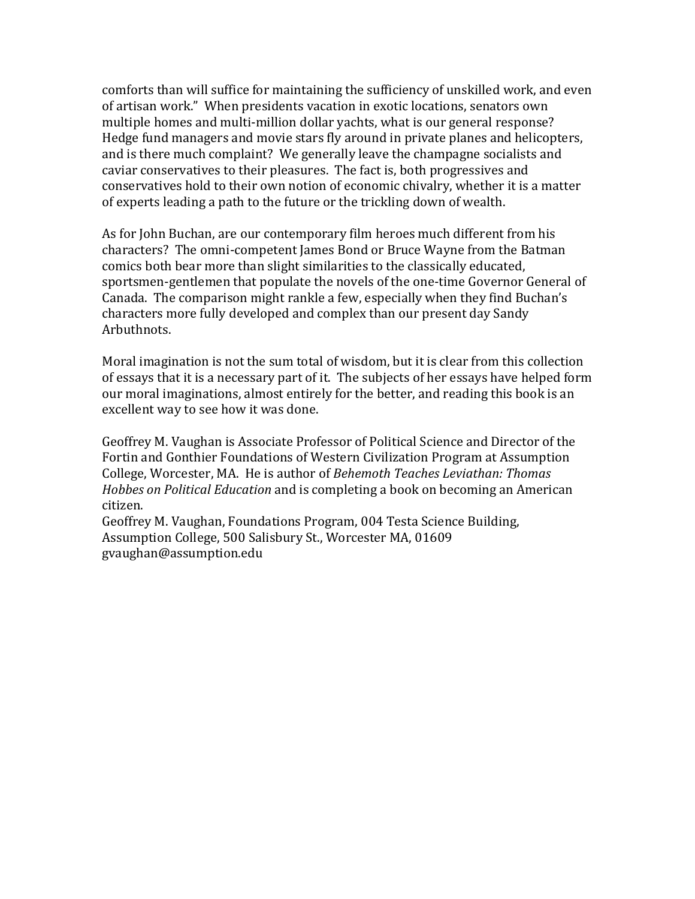comforts than will suffice for maintaining the sufficiency of unskilled work, and even of artisan work." When presidents vacation in exotic locations, senators own multiple homes and multi-million dollar yachts, what is our general response? Hedge fund managers and movie stars fly around in private planes and helicopters, and is there much complaint? We generally leave the champagne socialists and caviar conservatives to their pleasures. The fact is, both progressives and conservatives hold to their own notion of economic chivalry, whether it is a matter of experts leading a path to the future or the trickling down of wealth.

As for John Buchan, are our contemporary film heroes much different from his characters? The omni-competent James Bond or Bruce Wayne from the Batman comics both bear more than slight similarities to the classically educated, sportsmen-gentlemen that populate the novels of the one-time Governor General of Canada. The comparison might rankle a few, especially when they find Buchan's characters more fully developed and complex than our present day Sandy Arbuthnots.

Moral imagination is not the sum total of wisdom, but it is clear from this collection of essays that it is a necessary part of it. The subjects of her essays have helped form our moral imaginations, almost entirely for the better, and reading this book is an excellent way to see how it was done.

Geoffrey M. Vaughan is Associate Professor of Political Science and Director of the Fortin and Gonthier Foundations of Western Civilization Program at Assumption College, Worcester, MA. He is author of *Behemoth Teaches Leviathan: Thomas Hobbes on Political Education* and is completing a book on becoming an American citizen.
Geoffrey M. Vaughan, Foundations Program, 004 Testa Science Building, Assumption College, 500 Salisbury St., Worcester MA, 01609
gvaughan@assumption.edu